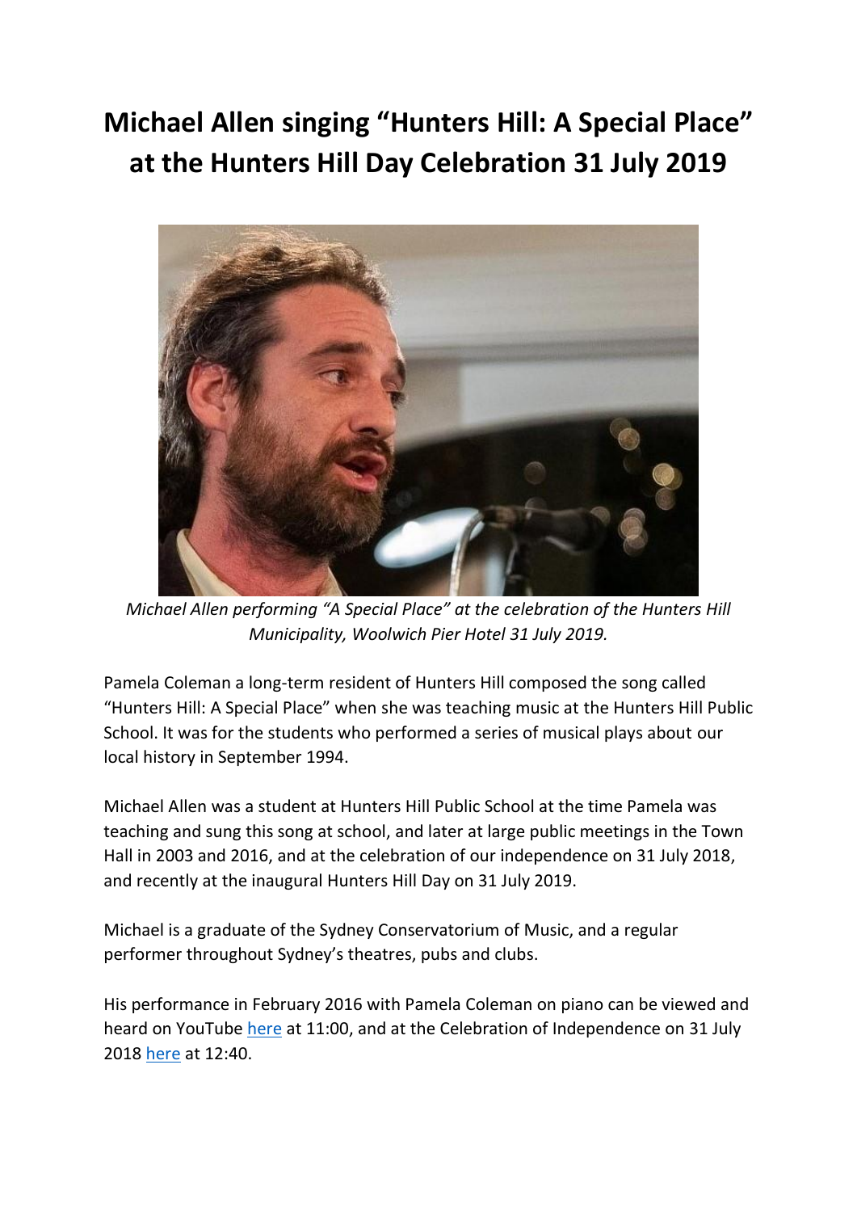# Michael Allen singing "Hunters Hill: A Special Place" at the Hunters Hill Day Celebration 31 July 2019

*Michael Allen performing "A Special Place" at the celebration of the Hunters Hill Municipality, Woolwich Pier Hotel 31 July 2019.*

Pamela Coleman a long-term resident of Hunters Hill composed the song called "Hunters Hill: A Special Place" when she was teaching music at the Hunters Hill Public School. It was for the students who performed a series of musical plays about our local history in September 1994.

Michael Allen was a student at Hunters Hill Public School at the time Pamela was teaching and sung this song at school, and later at large public meetings in the Town Hall in 2003 and 2016, and at the celebration of our independence on 31 July 2018, and recently at the inaugural Hunters Hill Day on 31 July 2019.

Michael is a graduate of the Sydney Conservatorium of Music, and a regular performer throughout Sydney's theatres, pubs and clubs.

His performance in February 2016 with Pamela Coleman on piano can be viewed and heard on YouTube here at 11:00, and at the Celebration of Independence on 31 July 2018 here at 12:40.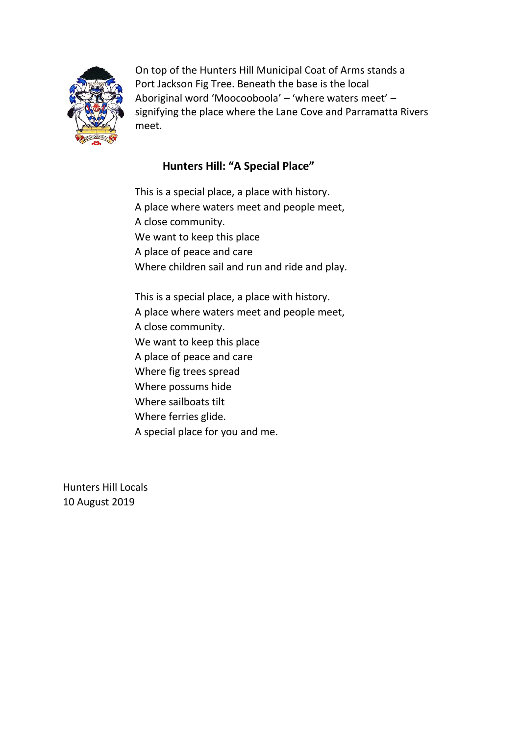On top of the Hunters Hill Municipal Coat of Arms stands a Port Jackson Fig Tree. Beneath the base is the local Aboriginal word 'Moocooboola' – 'where waters meet' – signifying the place where the Lane Cove and Parramatta Rivers meet.

## Hunters Hill: "A Special Place"

This is a special place, a place with history.  
A place where waters meet and people meet,  
A close community.  
We want to keep this place  
A place of peace and care  
Where children sail and run and ride and play.

This is a special place, a place with history.  
A place where waters meet and people meet,  
A close community.  
We want to keep this place  
A place of peace and care  
Where fig trees spread  
Where possums hide  
Where sailboats tilt  
Where ferries glide.  
A special place for you and me.

Hunters Hill Locals  
10 August 2019